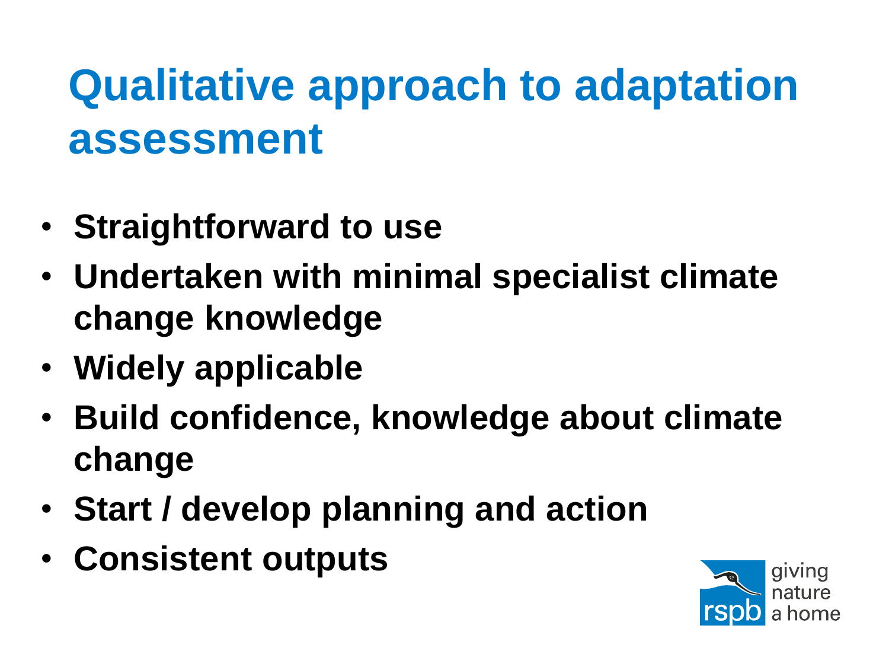# Qualitative approach to adaptation assessment

- **Straightforward to use**
- **Undertaken with minimal specialist climate change knowledge**
- **Widely applicable**
- **Build confidence, knowledge about climate change**
- **Start / develop planning and action**
- **Consistent outputs**

rspb giving nature a home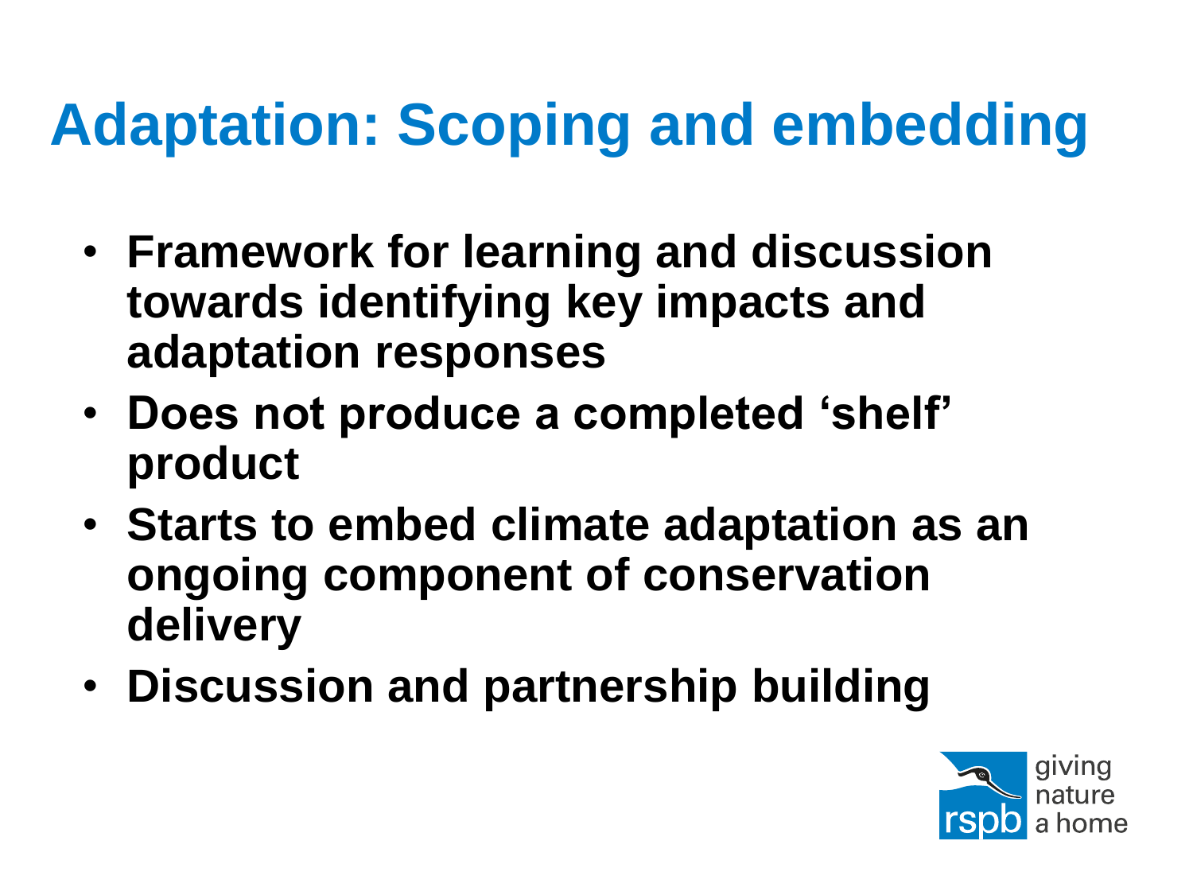# Adaptation: Scoping and embedding

- **Framework for learning and discussion towards identifying key impacts and adaptation responses**
- **Does not produce a completed 'shelf' product**
- **Starts to embed climate adaptation as an ongoing component of conservation delivery**
- **Discussion and partnership building**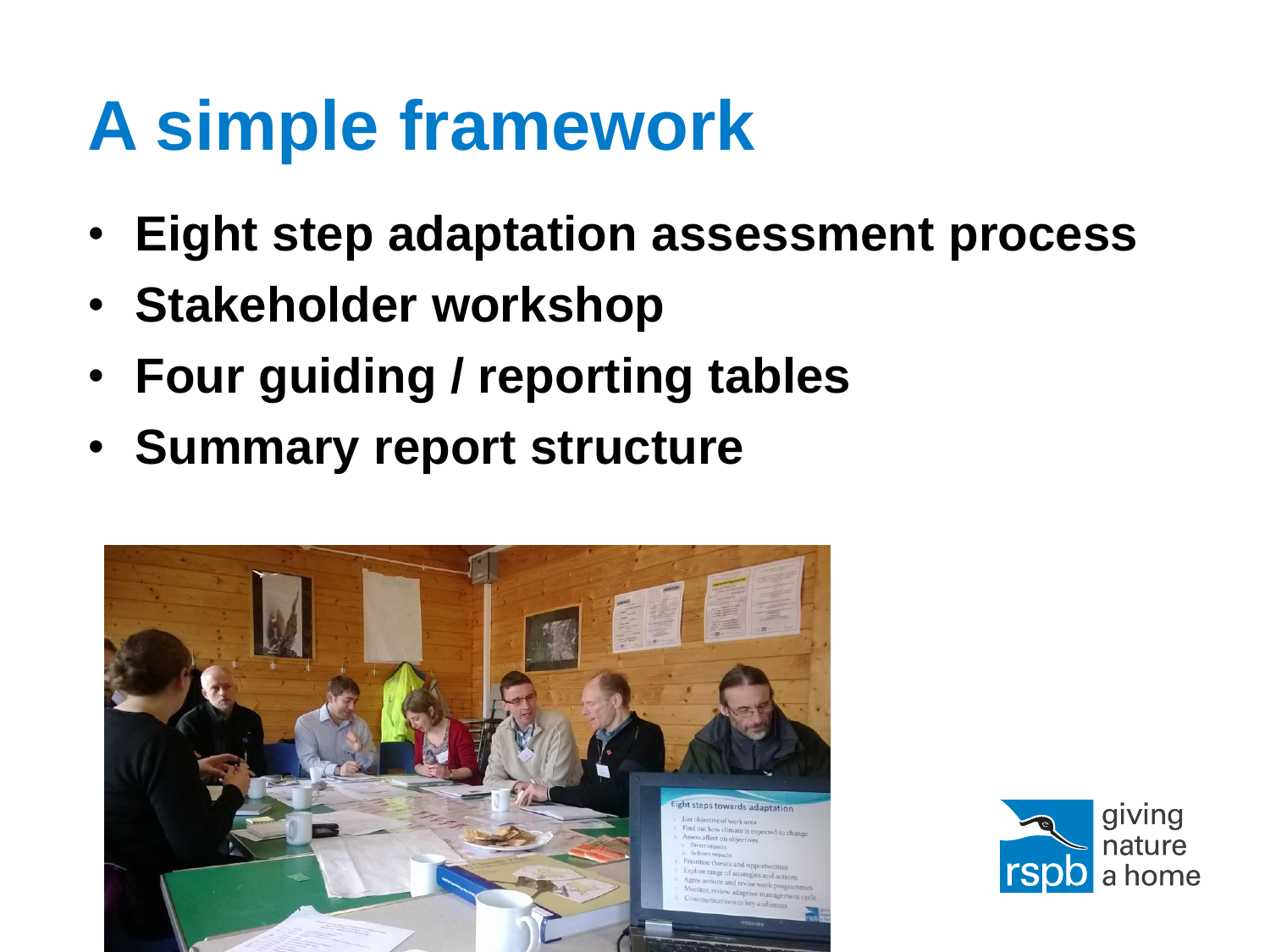# A simple framework

- **Eight step adaptation assessment process**
- **Stakeholder workshop**
- **Four guiding / reporting tables**
- **Summary report structure**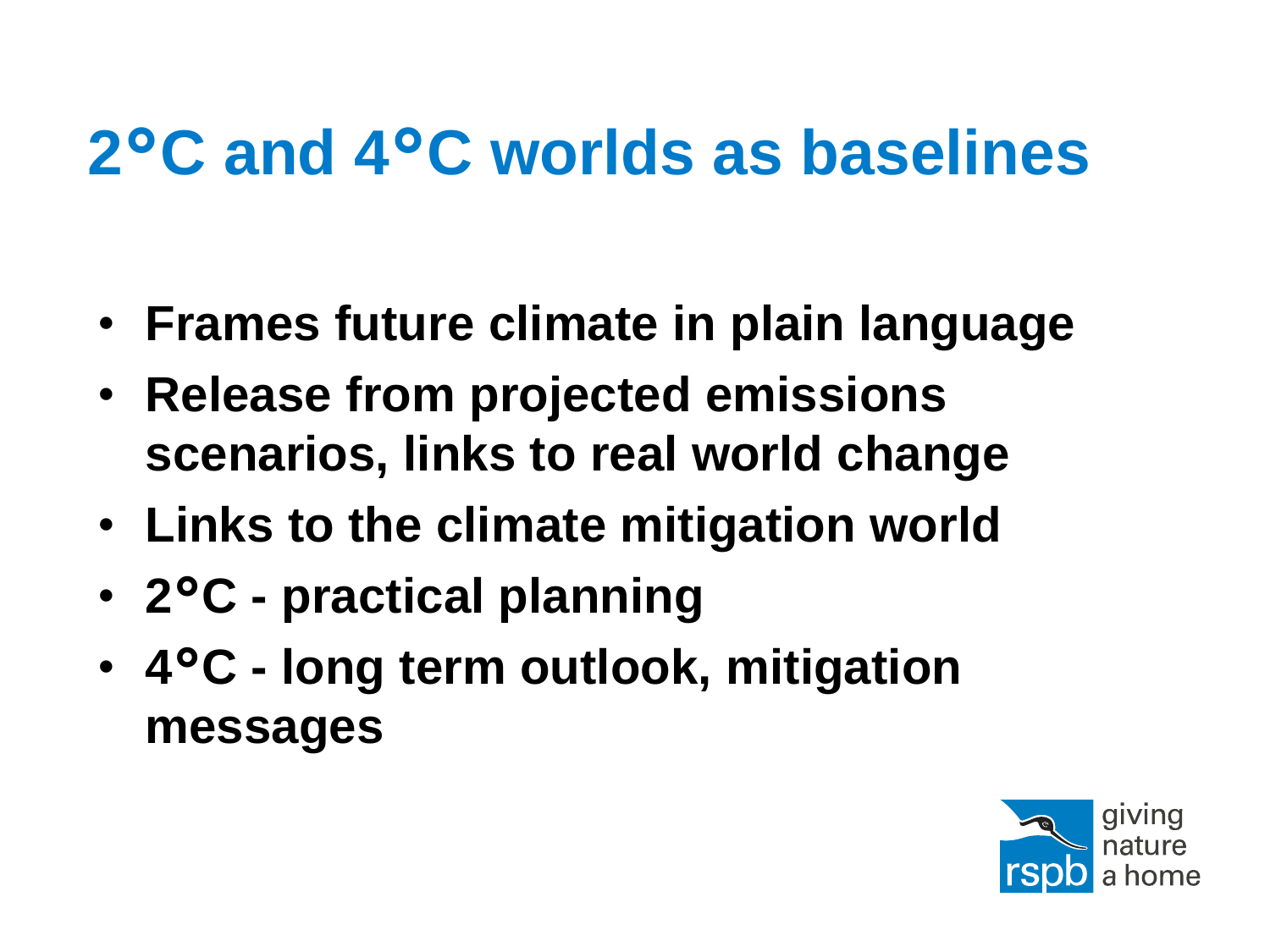# 2°C and 4°C worlds as baselines

- **Frames future climate in plain language**
- **Release from projected emissions scenarios, links to real world change**
- **Links to the climate mitigation world**
- **2°C - practical planning**
- **4°C - long term outlook, mitigation messages**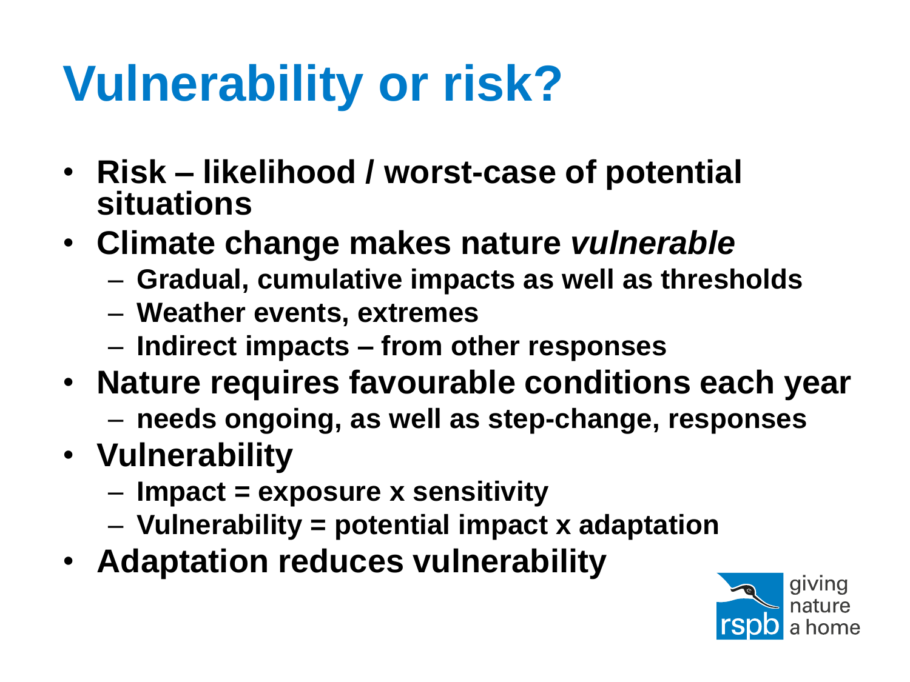# Vulnerability or risk?

- **Risk – likelihood / worst-case of potential situations**
- **Climate change makes nature *vulnerable***
  - **Gradual, cumulative impacts as well as thresholds**
  - **Weather events, extremes**
  - **Indirect impacts – from other responses**
- **Nature requires favourable conditions each year**
  - **needs ongoing, as well as step-change, responses**
- **Vulnerability**
  - **Impact = exposure x sensitivity**
  - **Vulnerability = potential impact x adaptation**
- **Adaptation reduces vulnerability**

rspb giving nature a home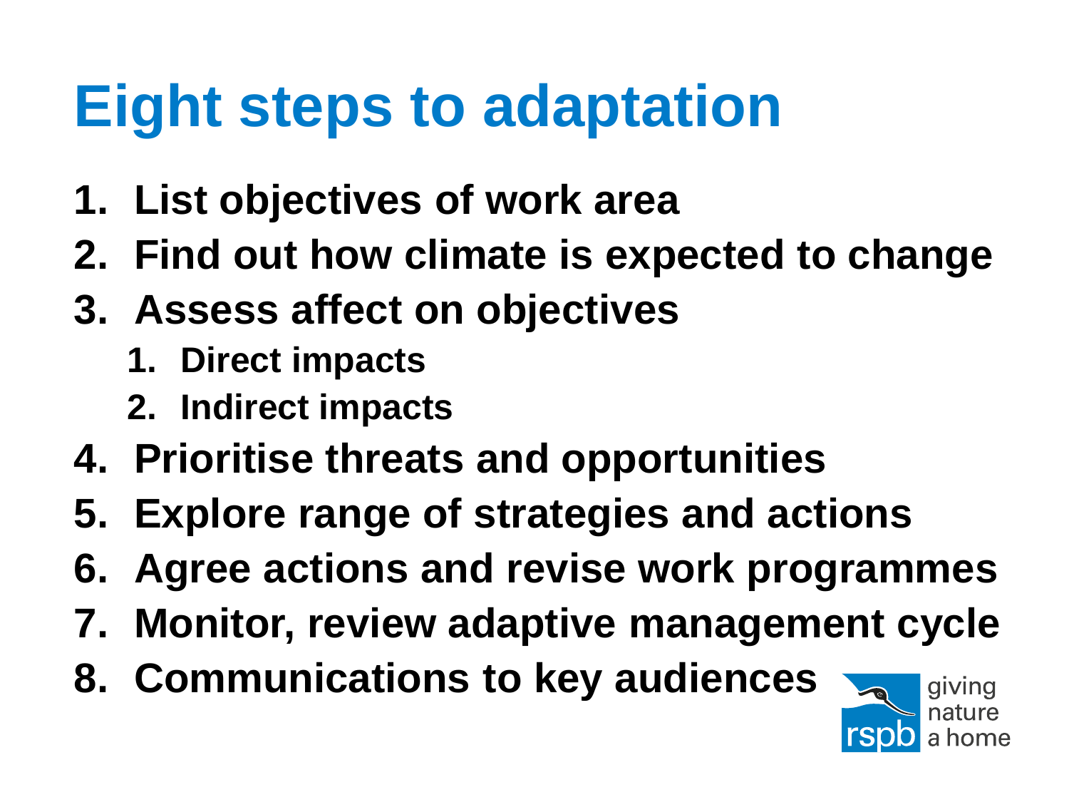# Eight steps to adaptation

1. List objectives of work area
2. Find out how climate is expected to change
3. Assess affect on objectives
   1. Direct impacts
   2. Indirect impacts
4. Prioritise threats and opportunities
5. Explore range of strategies and actions
6. Agree actions and revise work programmes
7. Monitor, review adaptive management cycle
8. Communications to key audiences

rspb giving nature a home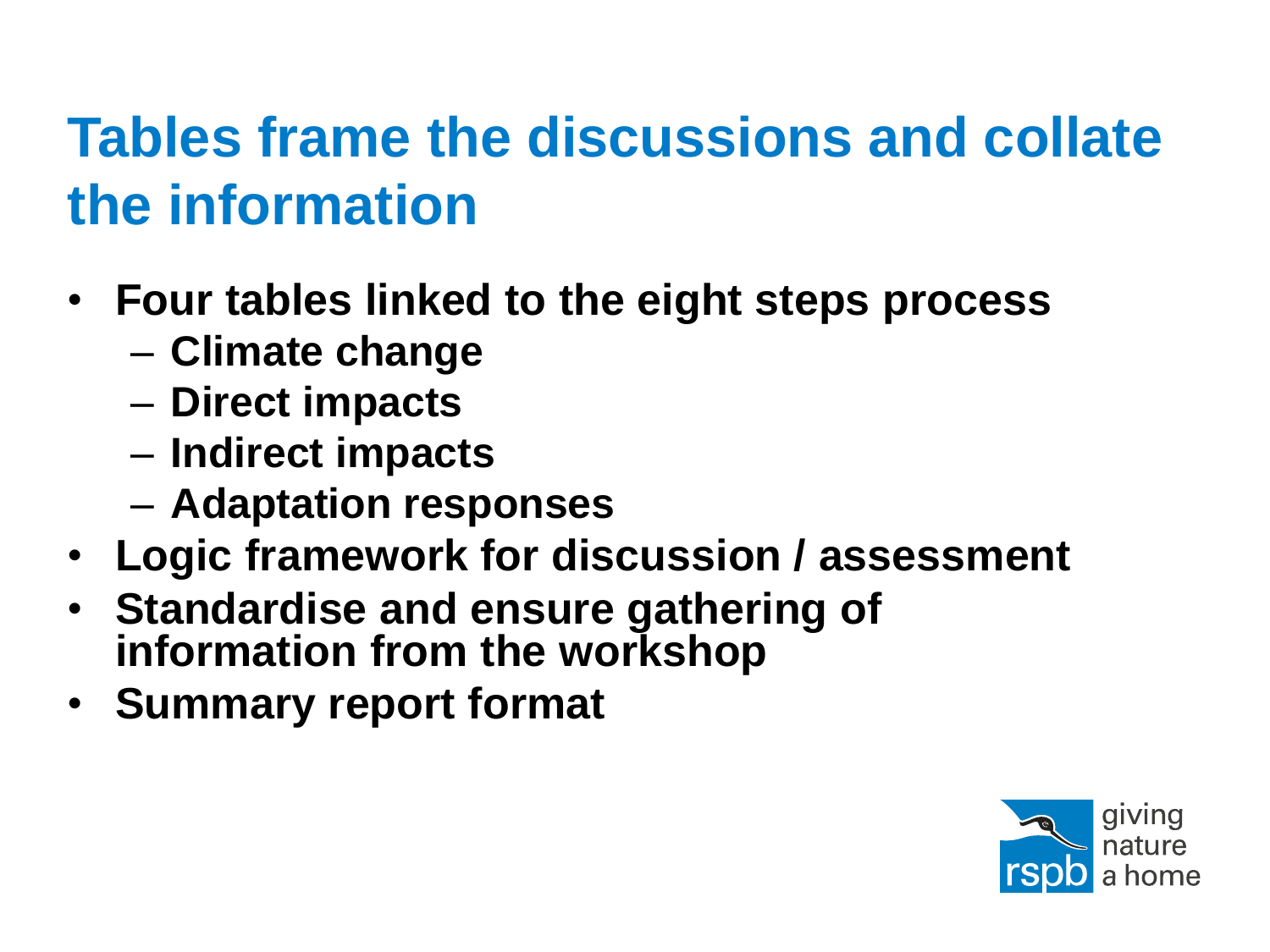# Tables frame the discussions and collate the information

- **Four tables linked to the eight steps process**
  - **Climate change**
  - **Direct impacts**
  - **Indirect impacts**
  - **Adaptation responses**
- **Logic framework for discussion / assessment**
- **Standardise and ensure gathering of information from the workshop**
- **Summary report format**

rspb giving nature a home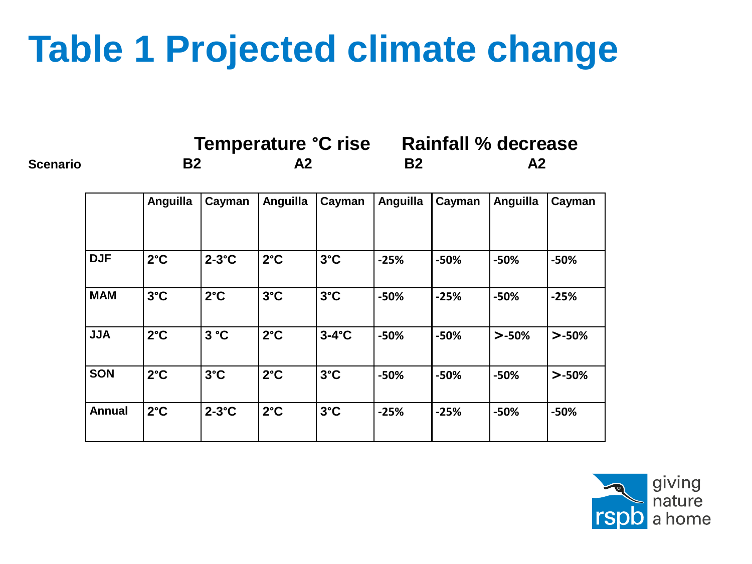# Table 1 Projected climate change

| Scenario | Temperature °C rise B2 | | Temperature °C rise A2 | | Rainfall % decrease B2 | | Rainfall % decrease A2 | |
|---|---|---|---|---|---|---|---|---|
| | Anguilla | Cayman | Anguilla | Cayman | Anguilla | Cayman | Anguilla | Cayman |
| DJF | 2°C | 2-3°C | 2°C | 3°C | -25% | -50% | -50% | -50% |
| MAM | 3°C | 2°C | 3°C | 3°C | -50% | -25% | -50% | -25% |
| JJA | 2°C | 3 °C | 2°C | 3-4°C | -50% | -50% | >-50% | >-50% |
| SON | 2°C | 3°C | 2°C | 3°C | -50% | -50% | -50% | >-50% |
| Annual | 2°C | 2-3°C | 2°C | 3°C | -25% | -25% | -50% | -50% |

rspb giving nature a home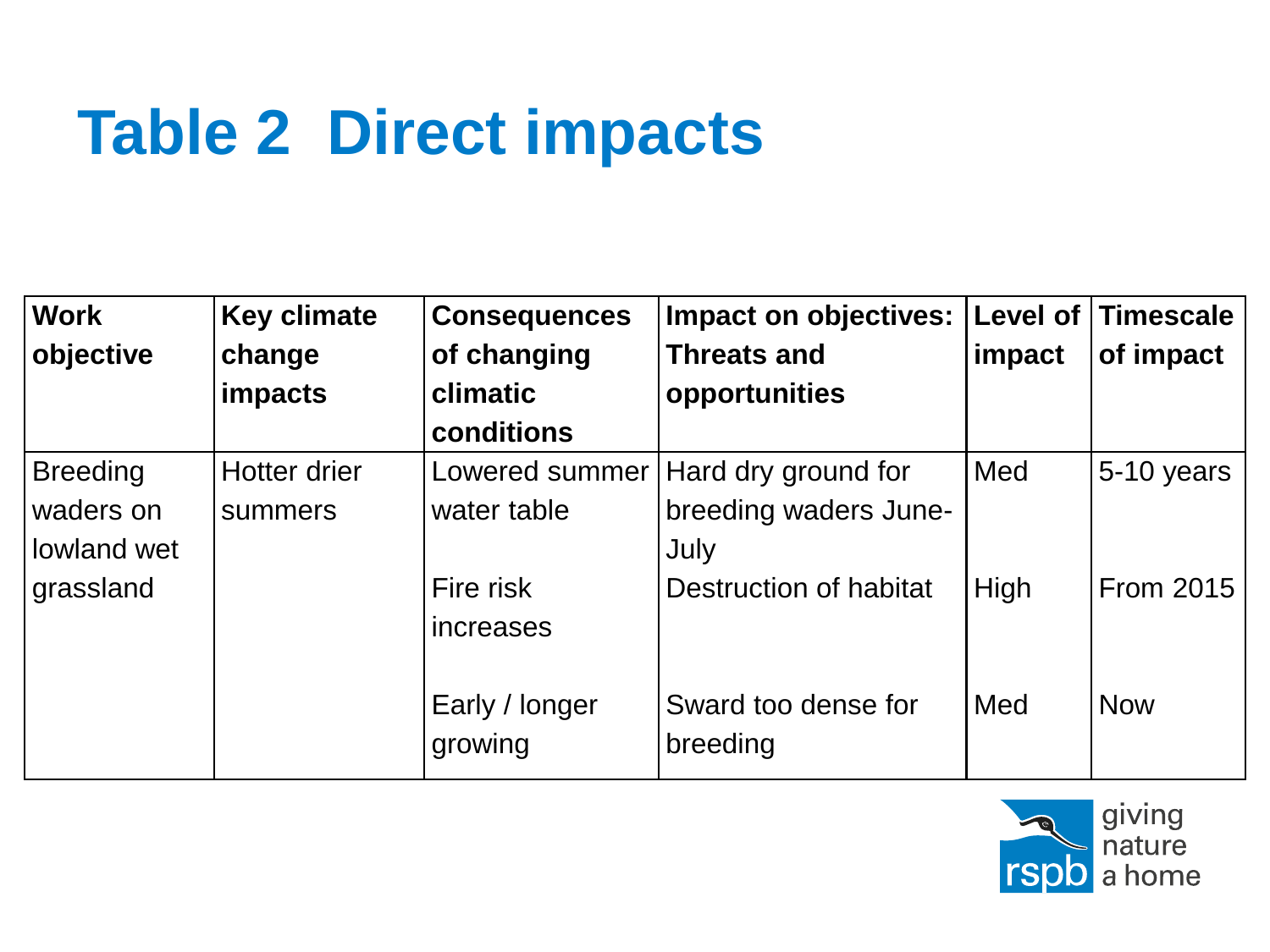# Table 2 Direct impacts

| Work objective | Key climate change impacts | Consequences of changing climatic conditions | Impact on objectives: Threats and opportunities | Level of impact | Timescale of impact |
|---|---|---|---|---|---|
| Breeding waders on lowland wet grassland | Hotter drier summers | Lowered summer water table | Hard dry ground for breeding waders June-July | Med | 5-10 years |
| | | Fire risk increases | Destruction of habitat | High | From 2015 |
| | | Early / longer growing | Sward too dense for breeding | Med | Now |

rspb giving nature a home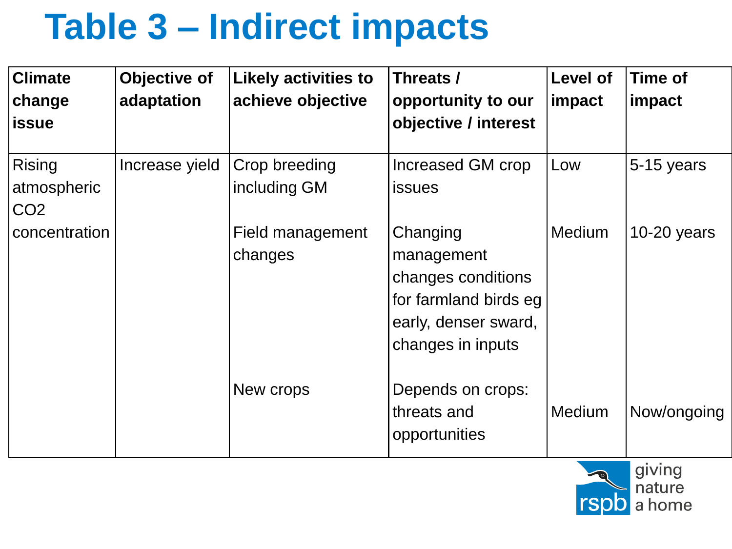# Table 3 – Indirect impacts

| Climate change issue | Objective of adaptation | Likely activities to achieve objective | Threats / opportunity to our objective / interest | Level of impact | Time of impact |
|---|---|---|---|---|---|
| Rising atmospheric $CO_2$ concentration | Increase yield | Crop breeding including GM | Increased GM crop issues | Low | 5-15 years |
| | | Field management changes | Changing management changes conditions for farmland birds eg early, denser sward, changes in inputs | Medium | 10-20 years |
| | | New crops | Depends on crops: threats and opportunities | Medium | Now/ongoing |

giving nature a home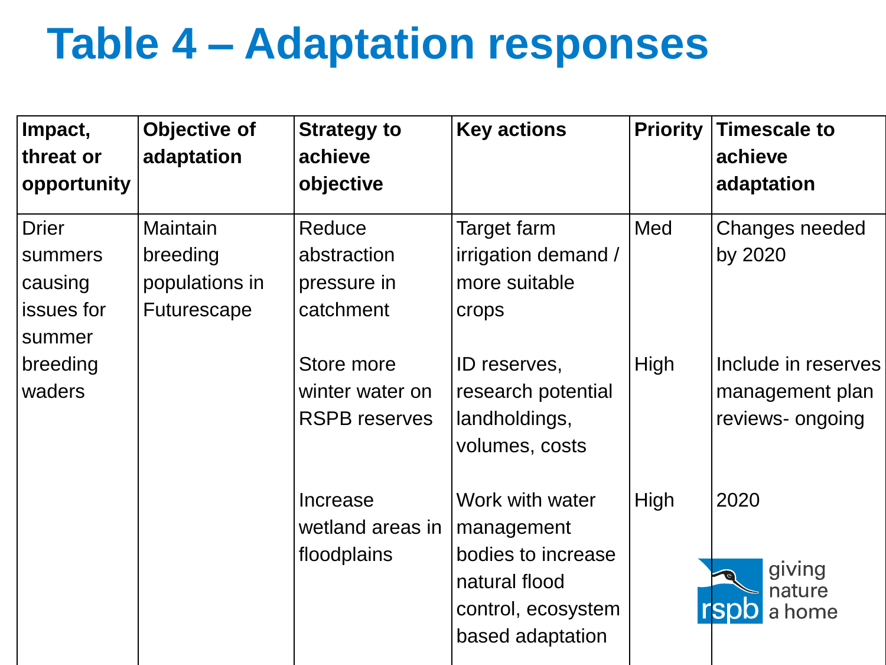# Table 4 – Adaptation responses

| Impact, threat or opportunity | Objective of adaptation | Strategy to achieve objective | Key actions | Priority | Timescale to achieve adaptation |
|---|---|---|---|---|---|
| Drier summers causing issues for summer breeding waders | Maintain breeding populations in Futurescape | Reduce abstraction pressure in catchment | Target farm irrigation demand / more suitable crops | Med | Changes needed by 2020 |
| | | Store more winter water on RSPB reserves | ID reserves, research potential landholdings, volumes, costs | High | Include in reserves management plan reviews- ongoing |
| | | Increase wetland areas in floodplains | Work with water management bodies to increase natural flood control, ecosystem based adaptation | High | 2020 |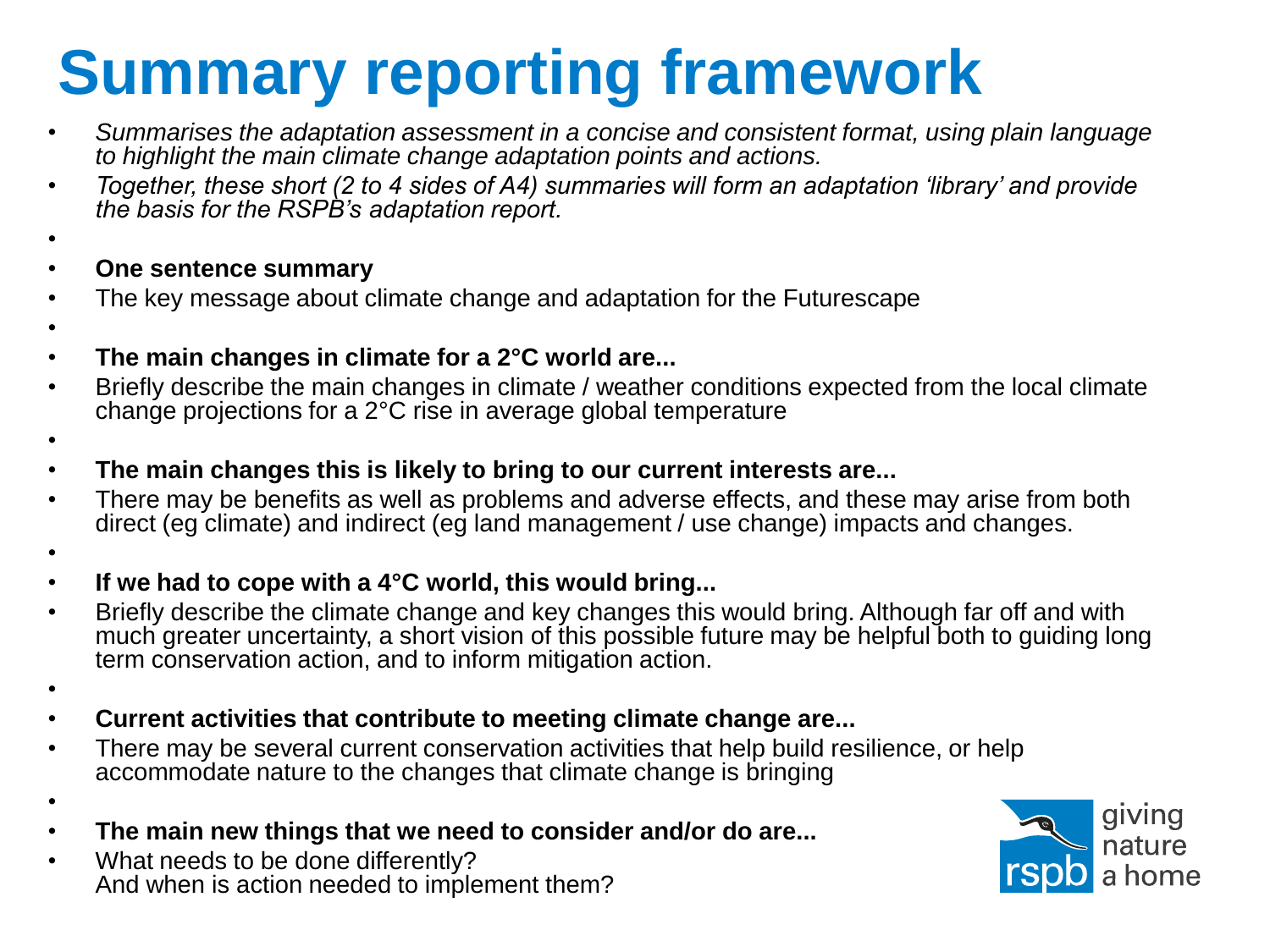# Summary reporting framework

- *Summarises the adaptation assessment in a concise and consistent format, using plain language to highlight the main climate change adaptation points and actions.*
- *Together, these short (2 to 4 sides of A4) summaries will form an adaptation 'library' and provide the basis for the RSPB's adaptation report.*

- **One sentence summary**
- The key message about climate change and adaptation for the Futurescape

- **The main changes in climate for a 2°C world are...**
- Briefly describe the main changes in climate / weather conditions expected from the local climate change projections for a 2°C rise in average global temperature

- **The main changes this is likely to bring to our current interests are...**
- There may be benefits as well as problems and adverse effects, and these may arise from both direct (eg climate) and indirect (eg land management / use change) impacts and changes.

- **If we had to cope with a 4°C world, this would bring...**
- Briefly describe the climate change and key changes this would bring. Although far off and with much greater uncertainty, a short vision of this possible future may be helpful both to guiding long term conservation action, and to inform mitigation action.

- **Current activities that contribute to meeting climate change are...**
- There may be several current conservation activities that help build resilience, or help accommodate nature to the changes that climate change is bringing

- **The main new things that we need to consider and/or do are...**
- What needs to be done differently?
  And when is action needed to implement them?

rspb giving nature a home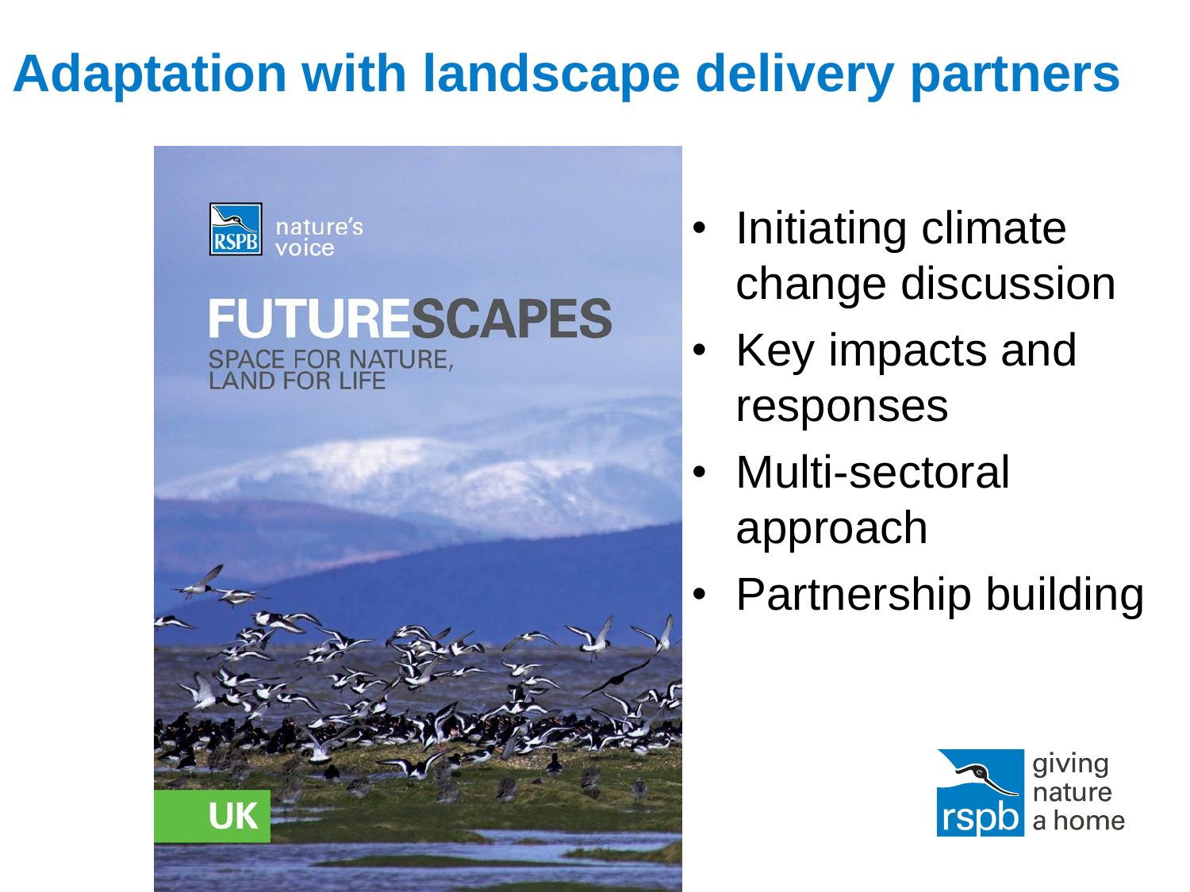# Adaptation with landscape delivery partners

- Initiating climate change discussion
- Key impacts and responses
- Multi-sectoral approach
- Partnership building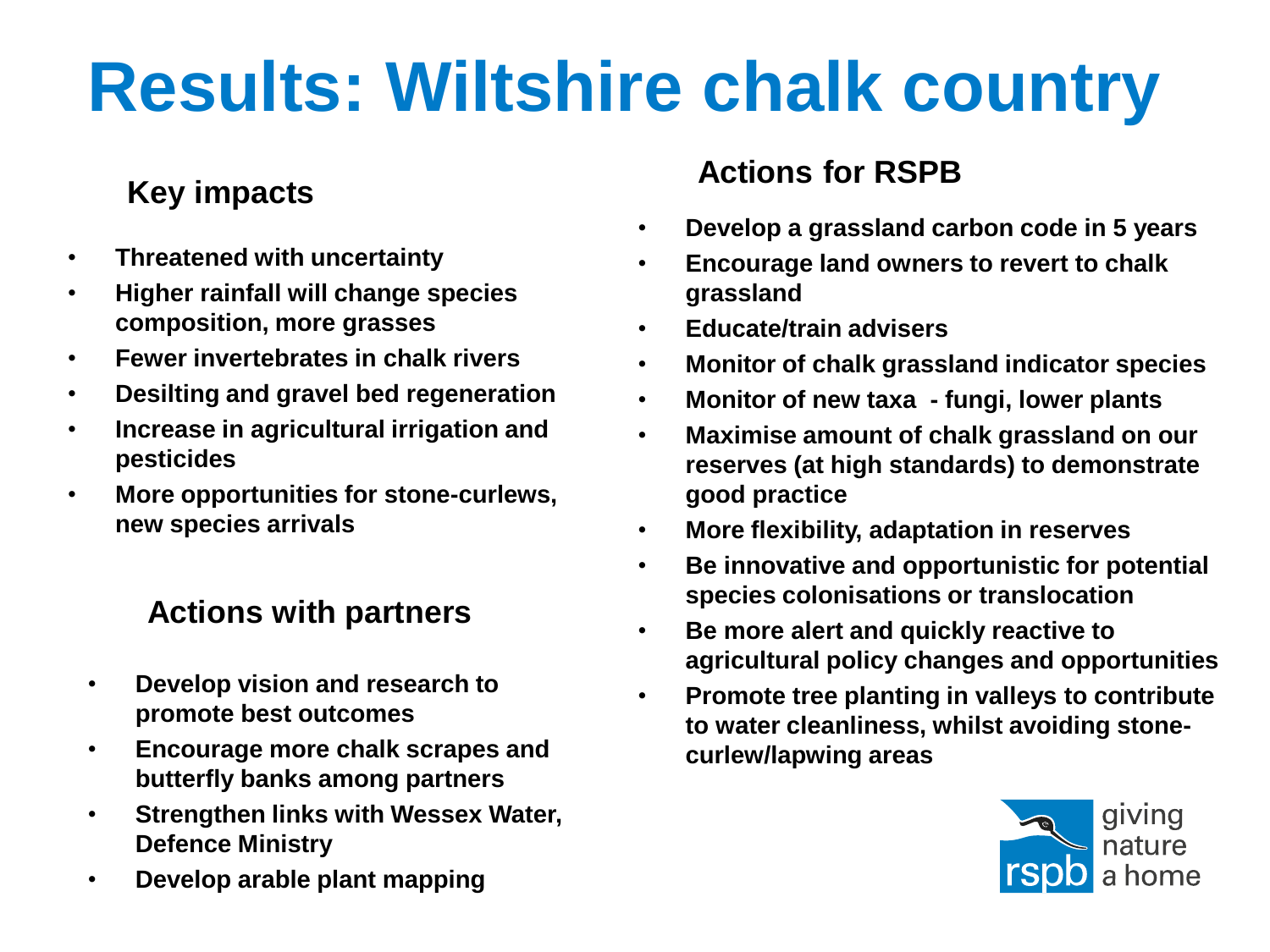# Results: Wiltshire chalk country

## Key impacts

- **Threatened with uncertainty**
- **Higher rainfall will change species composition, more grasses**
- **Fewer invertebrates in chalk rivers**
- **Desilting and gravel bed regeneration**
- **Increase in agricultural irrigation and pesticides**
- **More opportunities for stone-curlews, new species arrivals**

## Actions with partners

- **Develop vision and research to promote best outcomes**
- **Encourage more chalk scrapes and butterfly banks among partners**
- **Strengthen links with Wessex Water, Defence Ministry**
- **Develop arable plant mapping**

## Actions for RSPB

- **Develop a grassland carbon code in 5 years**
- **Encourage land owners to revert to chalk grassland**
- **Educate/train advisers**
- **Monitor of chalk grassland indicator species**
- **Monitor of new taxa - fungi, lower plants**
- **Maximise amount of chalk grassland on our reserves (at high standards) to demonstrate good practice**
- **More flexibility, adaptation in reserves**
- **Be innovative and opportunistic for potential species colonisations or translocation**
- **Be more alert and quickly reactive to agricultural policy changes and opportunities**
- **Promote tree planting in valleys to contribute to water cleanliness, whilst avoiding stone-curlew/lapwing areas**

rspb giving nature a home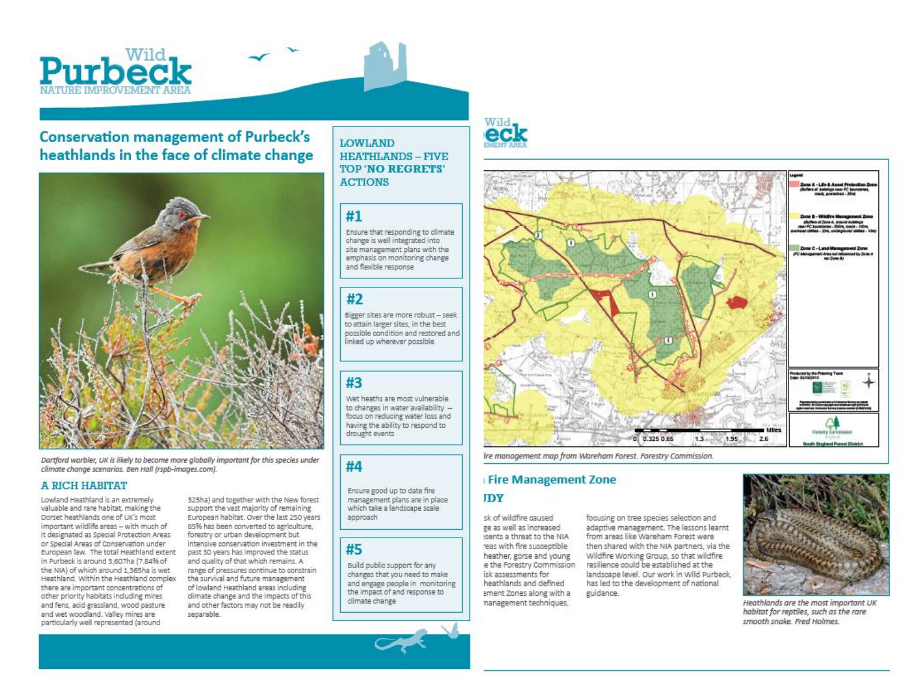# Wild Purbeck

NATURE IMPROVEMENT AREA

## Conservation management of Purbeck's heathlands in the face of climate change

*Dartford warbler, UK is likely to become more globally important for this species under climate change scenarios. Ben Hall (rspb-images.com).*

### A RICH HABITAT

Lowland Heathland is an extremely valuable and rare habitat, making the Dorset heathlands one of UK's most important wildlife areas – with much of it designated as Special Protection Areas or Special Areas of Conservation under European law. The total Heathland extent in Purbeck is around 3,607ha (7.84% of the NIA) of which around 1,365ha is wet Heathland. Within the Heathland complex there are important concentrations of other priority habitats including mires and fens, acid grassland, wood pasture and wet woodland. Valley mires are particularly well represented (around 325ha) and together with the New forest support the vast majority of remaining European habitat. Over the last 250 years 85% has been converted to agriculture, forestry or urban development but intensive conservation investment in the past 30 years has improved the status and quality of that which remains. A range of pressures continue to constrain the survival and future management of lowland Heathland areas including climate change and the impacts of this and other factors may not be readily separable.

### LOWLAND HEATHLANDS – FIVE TOP 'NO REGRETS' ACTIONS

**#1**

Ensure that responding to climate change is well integrated into site management plans with the emphasis on monitoring change and flexible response

**#2**

Bigger sites are more robust – seek to attain larger sites, in the best possible condition and restored and linked up wherever possible

**#3**

Wet heaths are most vulnerable to changes in water availability – focus on reducing water loss and having the ability to respond to drought events

**#4**

Ensure good up to date fire management plans are in place which take a landscape scale approach

**#5**

Build public support for any changes that you need to make and engage people in monitoring the impact of and response to climate change

Wild Purbeck

ire management map from Wareham Forest. Forestry Commission.

Zone A – Life & Asset Protection Zone

Zone B – Wildfire Management Zone

Zone C – Land Management Zone

### Fire Management Zone

### DY

sk of wildfire caused ge as well as increased sents a threat to the NIA eas with fire susceptible heather, gorse and young e the Forestry Commission isk assessments for heathlands and defined ement Zones along with a management techniques, focusing on tree species selection and adaptive management. The lessons learnt from areas like Wareham Forest were then shared with the NIA partners, via the Wildfire Working Group, so that wildfire resilience could be established at the landscape level. Our work in Wild Purbeck, has led to the development of national guidance.

*Heathlands are the most important UK habitat for reptiles, such as the rare smooth snake. Fred Holmes.*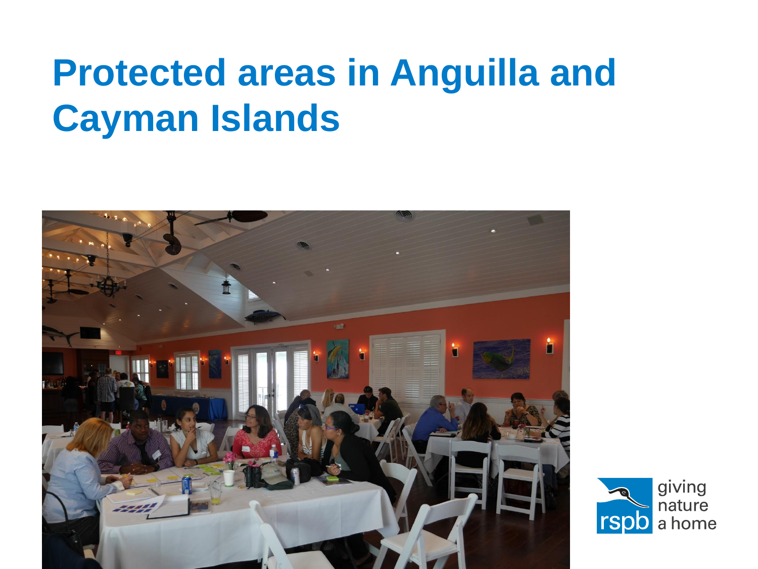# Protected areas in Anguilla and Cayman Islands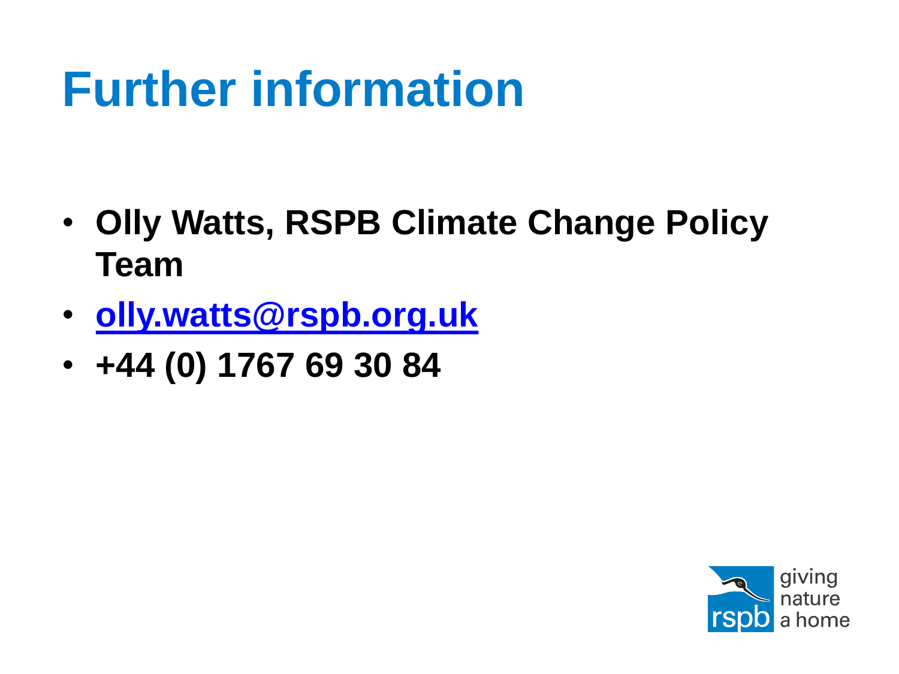# Further information

- **Olly Watts, RSPB Climate Change Policy Team**
- **olly.watts@rspb.org.uk**
- **+44 (0) 1767 69 30 84**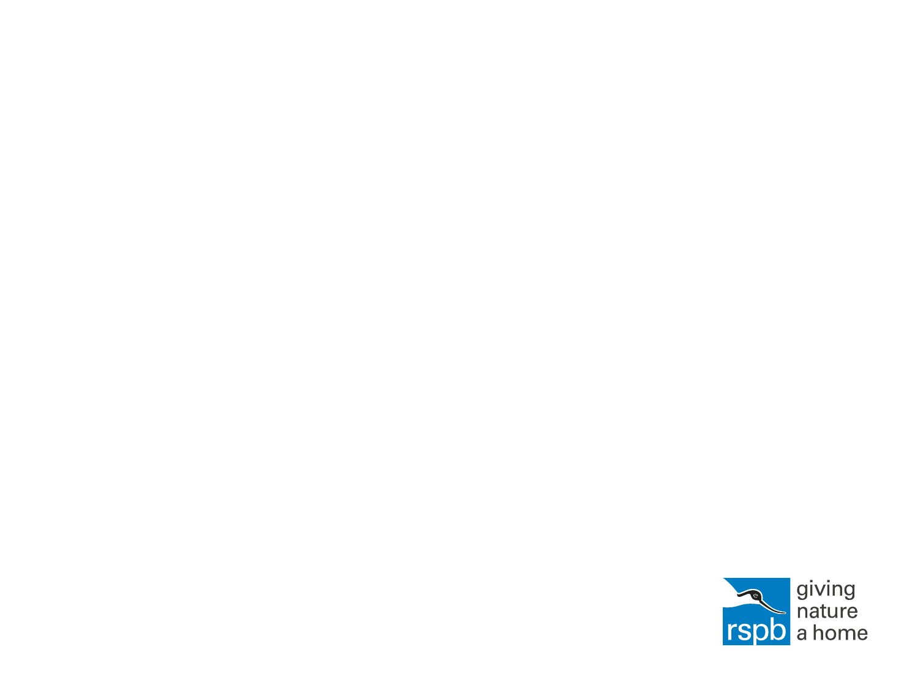rspb

giving nature a home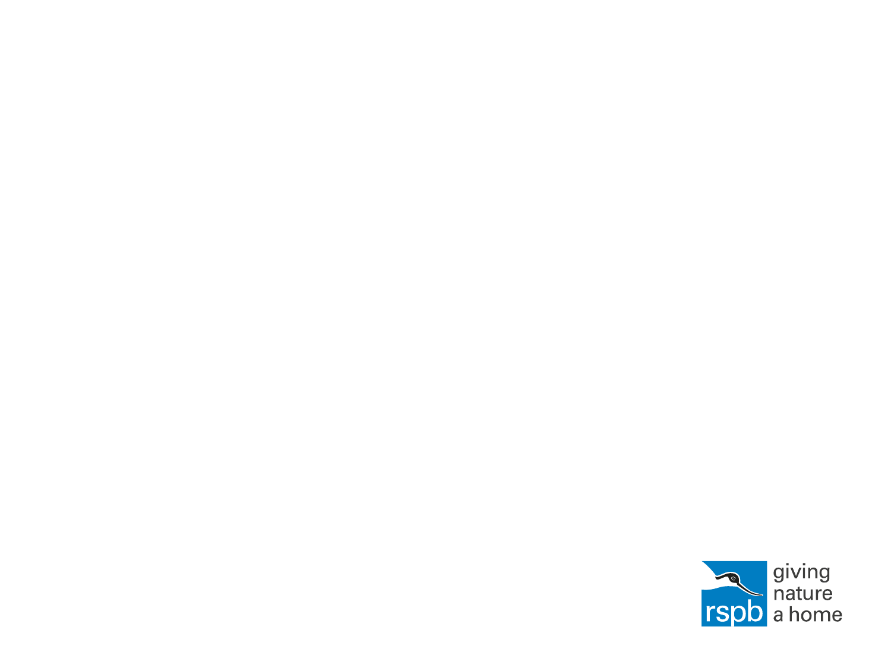rspb

giving nature a home